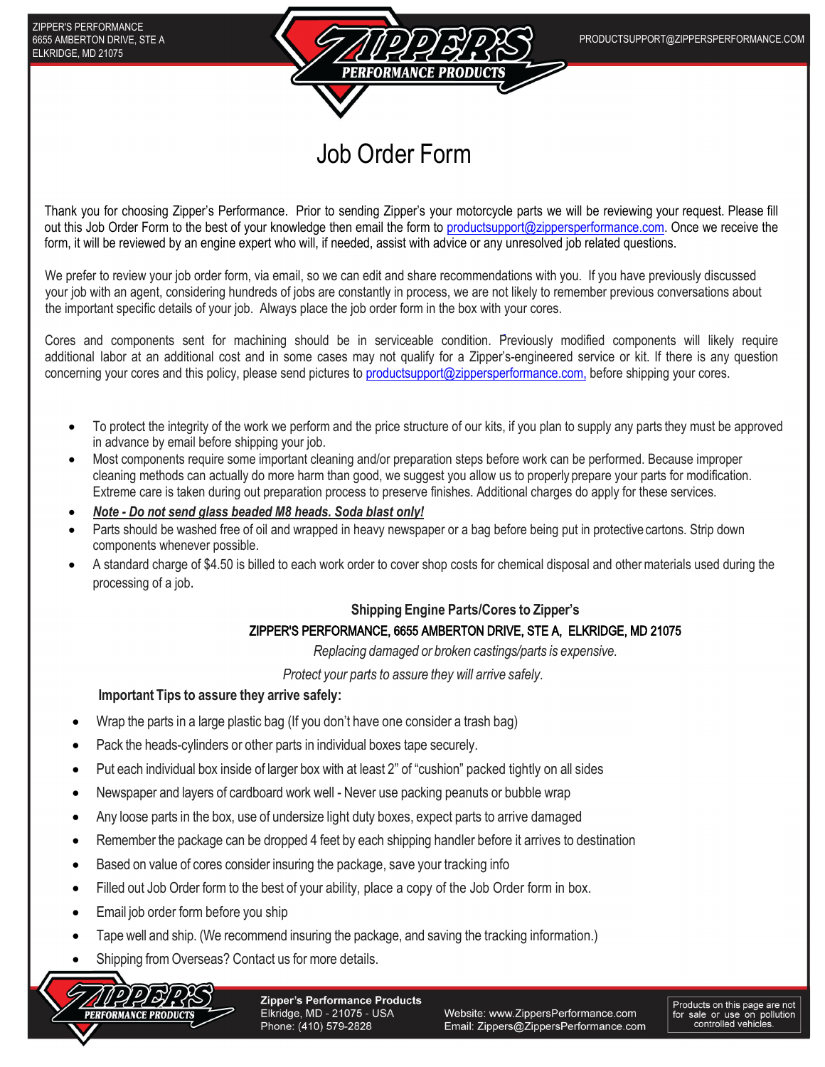# Job Order Form

Thank you for choosing Zipper's Performance. Prior to sending Zipper's your motorcycle parts we will be reviewing your request. Please fill out this Job Order Form to the best of your knowledge then email the form to productsupport@zippersperformance.com. Once we receive the form, it will be reviewed by an engine expert who will, if needed, assist with advice or any unresolved job related questions.

We prefer to review your job order form, via email, so we can edit and share recommendations with you. If you have previously discussed your job with an agent, considering hundreds of jobs are constantly in process, we are not likely to remember previous conversations about the important specific details of your job. Always place the job order form in the box with your cores.

Cores and components sent for machining should be in serviceable condition. Previously modified components will likely require additional labor at an additional cost and in some cases may not qualify for a Zipper's-engineered service or kit. If there is any question concerning your cores and this policy, please send pictures to productsupport@zippersperformance.com, before shipping your cores.

- To protect the integrity of the work we perform and the price structure of our kits, if you plan to supply any parts they must be approved in advance by email before shipping your job.
- Most components require some important cleaning and/or preparation steps before work can be performed. Because improper cleaning methods can actually do more harm than good, we suggest you allow us to properly prepare your parts for modification. Extreme care is taken during out preparation process to preserve finishes. Additional charges do apply for these services.
- ***Note - Do not send glass beaded M8 heads. Soda blast only!***
- Parts should be washed free of oil and wrapped in heavy newspaper or a bag before being put in protective cartons. Strip down components whenever possible.
- A standard charge of $4.50 is billed to each work order to cover shop costs for chemical disposal and other materials used during the processing of a job.

**Shipping Engine Parts/Cores to Zipper's**

**ZIPPER'S PERFORMANCE, 6655 AMBERTON DRIVE, STE A, ELKRIDGE, MD 21075**

*Replacing damaged or broken castings/parts is expensive.*

*Protect your parts to assure they will arrive safely.*

**Important Tips to assure they arrive safely:**

- Wrap the parts in a large plastic bag (If you don't have one consider a trash bag)
- Pack the heads-cylinders or other parts in individual boxes tape securely.
- Put each individual box inside of larger box with at least 2" of "cushion" packed tightly on all sides
- Newspaper and layers of cardboard work well - Never use packing peanuts or bubble wrap
- Any loose parts in the box, use of undersize light duty boxes, expect parts to arrive damaged
- Remember the package can be dropped 4 feet by each shipping handler before it arrives to destination
- Based on value of cores consider insuring the package, save your tracking info
- Filled out Job Order form to the best of your ability, place a copy of the Job Order form in box.
- Email job order form before you ship
- Tape well and ship. (We recommend insuring the package, and saving the tracking information.)
- Shipping from Overseas? Contact us for more details.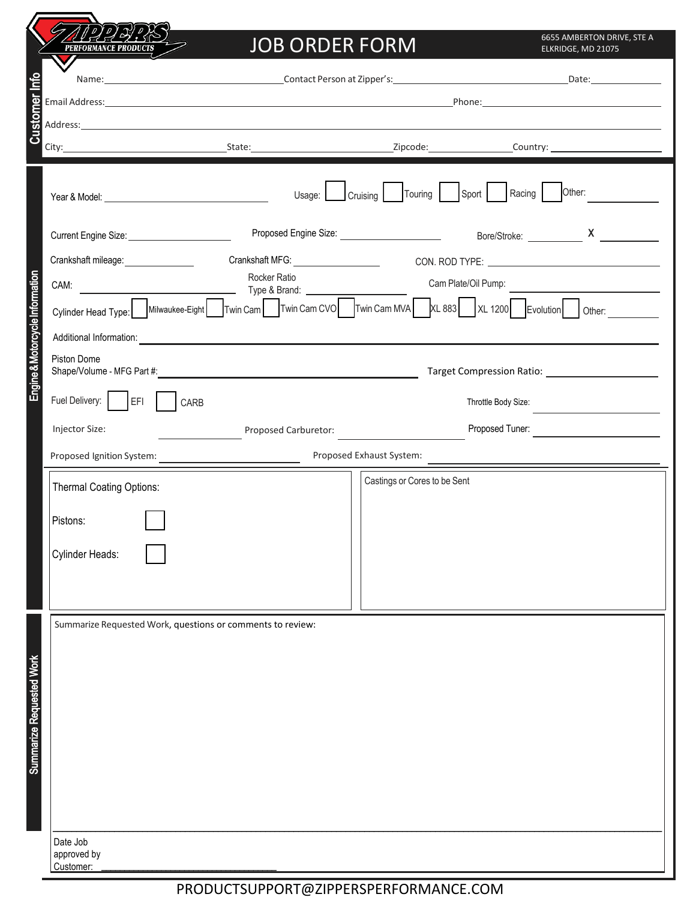ZIPPER'S PERFORMANCE PRODUCTS

# JOB ORDER FORM

6655 AMBERTON DRIVE, STE A
ELKRIDGE, MD 21075

## Customer Info

Name: ______________________ Contact Person at Zipper's: ______________________ Date: __________

Email Address: ______________________________________ Phone: ______________________

Address: ____________________________________________________________

City: ______________ State: ______________ Zipcode: __________ Country: ______________

## Engine & Motorcycle Information

Year & Model: ______________________ Usage: ☐ Cruising ☐ Touring ☐ Sport ☐ Racing ☐ Other: __________

Current Engine Size: ______________ Proposed Engine Size: ______________ Bore/Stroke: __________ X __________

Crankshaft mileage: __________ Crankshaft MFG: __________ CON. ROD TYPE: ______________

CAM: ______________ Rocker Ratio Type & Brand: ______________ Cam Plate/Oil Pump: ______________

Cylinder Head Type: ☐ Milwaukee-Eight ☐ Twin Cam ☐ Twin Cam CVO ☐ Twin Cam MVA ☐ XL 883 ☐ XL 1200 ☐ Evolution ☐ Other: __________

Additional Information: ____________________________________________________________

Piston Dome Shape/Volume - MFG Part #: ______________________ Target Compression Ratio: ______________

Fuel Delivery: ☐ EFI ☐ CARB Throttle Body Size: ______________

Injector Size: ______________ Proposed Carburetor: ______________ Proposed Tuner: ______________

Proposed Ignition System: ______________ Proposed Exhaust System: ______________

Thermal Coating Options:

Pistons: ☐

Cylinder Heads: ☐

Castings or Cores to be Sent

## Summarize Requested Work

Summarize Requested Work, questions or comments to review:

Date Job approved by Customer: ______________________

PRODUCTSUPPORT@ZIPPERSPERFORMANCE.COM